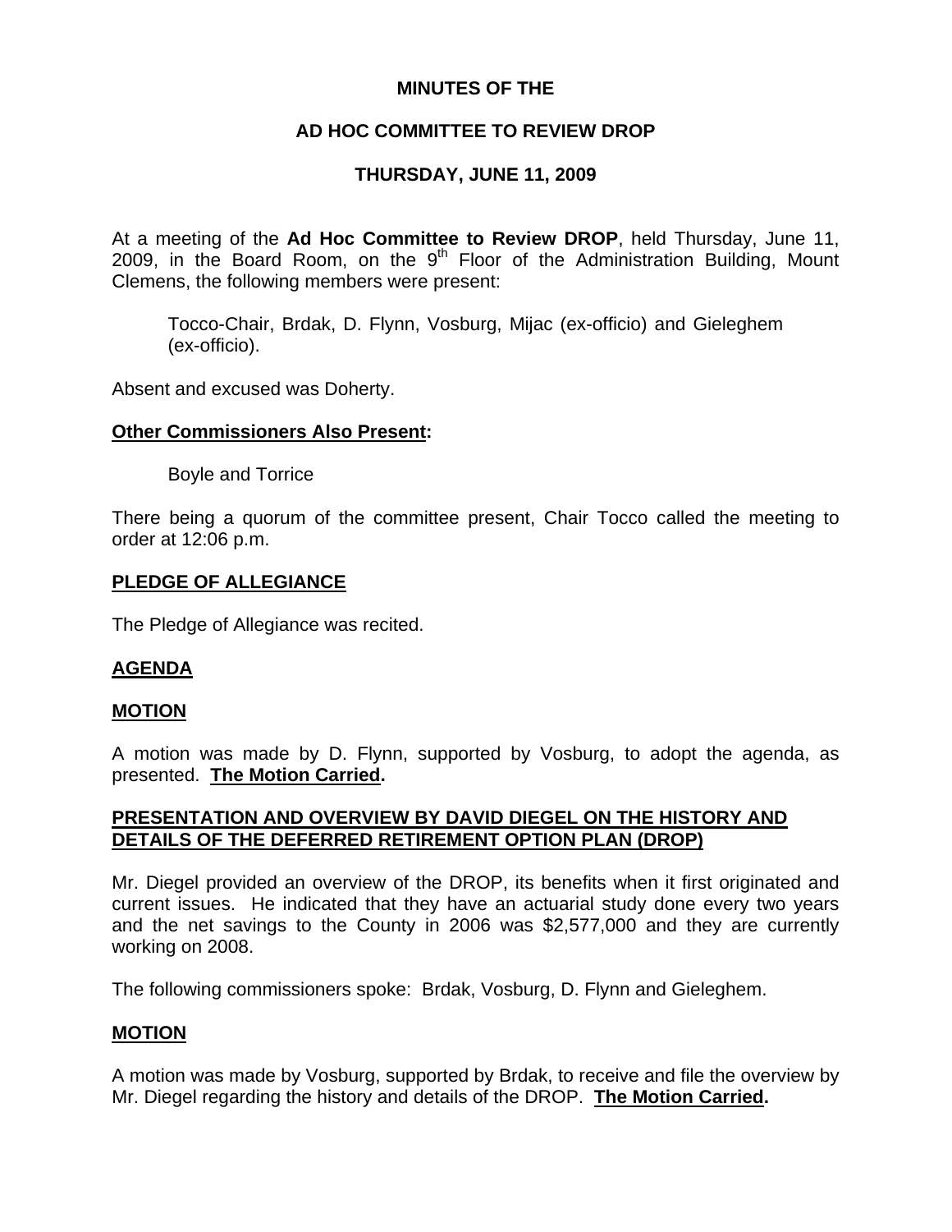**MINUTES OF THE**

**AD HOC COMMITTEE TO REVIEW DROP**

**THURSDAY, JUNE 11, 2009**

At a meeting of the **Ad Hoc Committee to Review DROP**, held Thursday, June 11, 2009, in the Board Room, on the 9th Floor of the Administration Building, Mount Clemens, the following members were present:

> Tocco-Chair, Brdak, D. Flynn, Vosburg, Mijac (ex-officio) and Gieleghem (ex-officio).

Absent and excused was Doherty.

**Other Commissioners Also Present:**

> Boyle and Torrice

There being a quorum of the committee present, Chair Tocco called the meeting to order at 12:06 p.m.

**PLEDGE OF ALLEGIANCE**

The Pledge of Allegiance was recited.

**AGENDA**

**MOTION**

A motion was made by D. Flynn, supported by Vosburg, to adopt the agenda, as presented. **The Motion Carried.**

**PRESENTATION AND OVERVIEW BY DAVID DIEGEL ON THE HISTORY AND DETAILS OF THE DEFERRED RETIREMENT OPTION PLAN (DROP)**

Mr. Diegel provided an overview of the DROP, its benefits when it first originated and current issues. He indicated that they have an actuarial study done every two years and the net savings to the County in 2006 was $2,577,000 and they are currently working on 2008.

The following commissioners spoke: Brdak, Vosburg, D. Flynn and Gieleghem.

**MOTION**

A motion was made by Vosburg, supported by Brdak, to receive and file the overview by Mr. Diegel regarding the history and details of the DROP. **The Motion Carried.**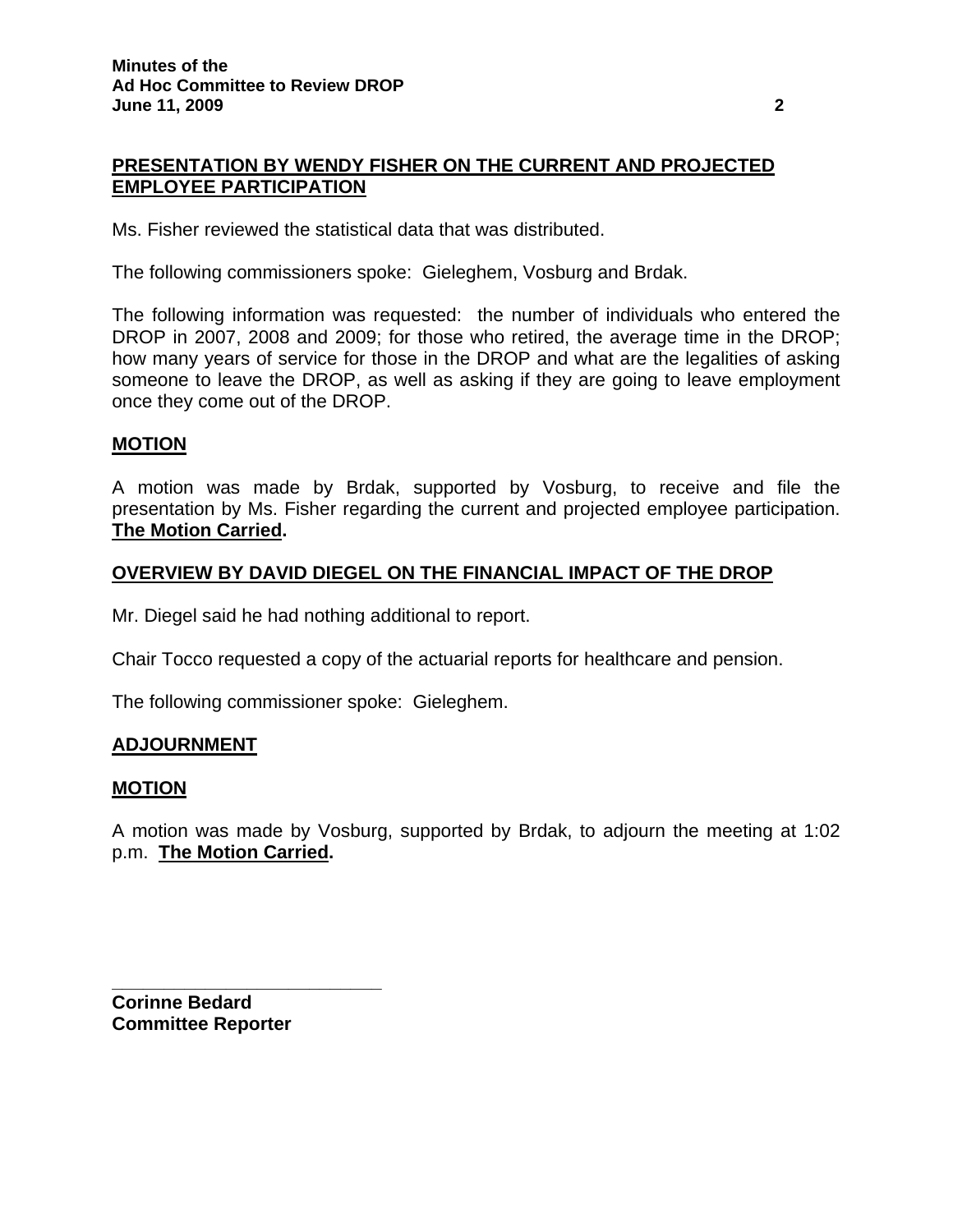## PRESENTATION BY WENDY FISHER ON THE CURRENT AND PROJECTED EMPLOYEE PARTICIPATION

Ms. Fisher reviewed the statistical data that was distributed.

The following commissioners spoke: Gieleghem, Vosburg and Brdak.

The following information was requested: the number of individuals who entered the DROP in 2007, 2008 and 2009; for those who retired, the average time in the DROP; how many years of service for those in the DROP and what are the legalities of asking someone to leave the DROP, as well as asking if they are going to leave employment once they come out of the DROP.

## MOTION

A motion was made by Brdak, supported by Vosburg, to receive and file the presentation by Ms. Fisher regarding the current and projected employee participation. **The Motion Carried.**

## OVERVIEW BY DAVID DIEGEL ON THE FINANCIAL IMPACT OF THE DROP

Mr. Diegel said he had nothing additional to report.

Chair Tocco requested a copy of the actuarial reports for healthcare and pension.

The following commissioner spoke: Gieleghem.

## ADJOURNMENT

## MOTION

A motion was made by Vosburg, supported by Brdak, to adjourn the meeting at 1:02 p.m. **The Motion Carried.**

\_\_\_\_\_\_\_\_\_\_\_\_\_\_\_\_\_\_\_\_\_\_\_\_\_\_\_\_

**Corinne Bedard**
**Committee Reporter**